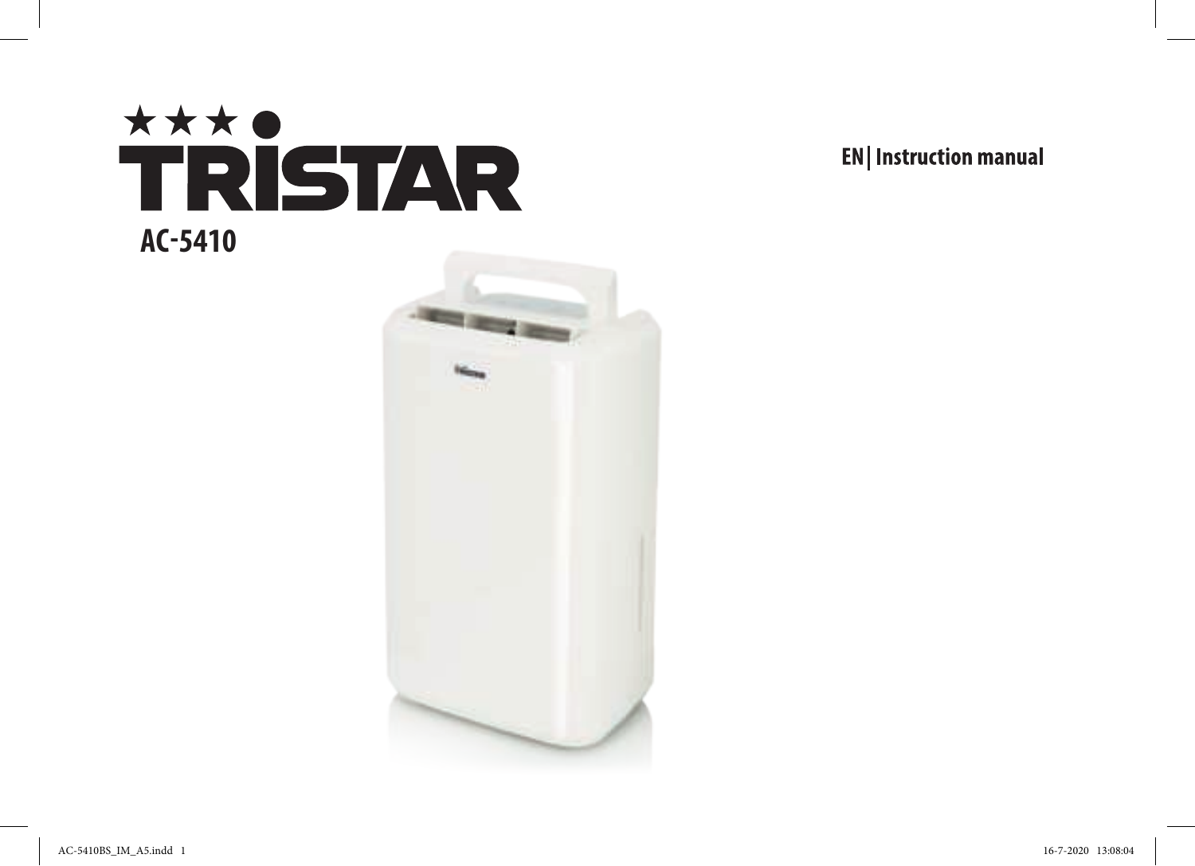# TRISTAR

## AC-5410

**EN| Instruction manual**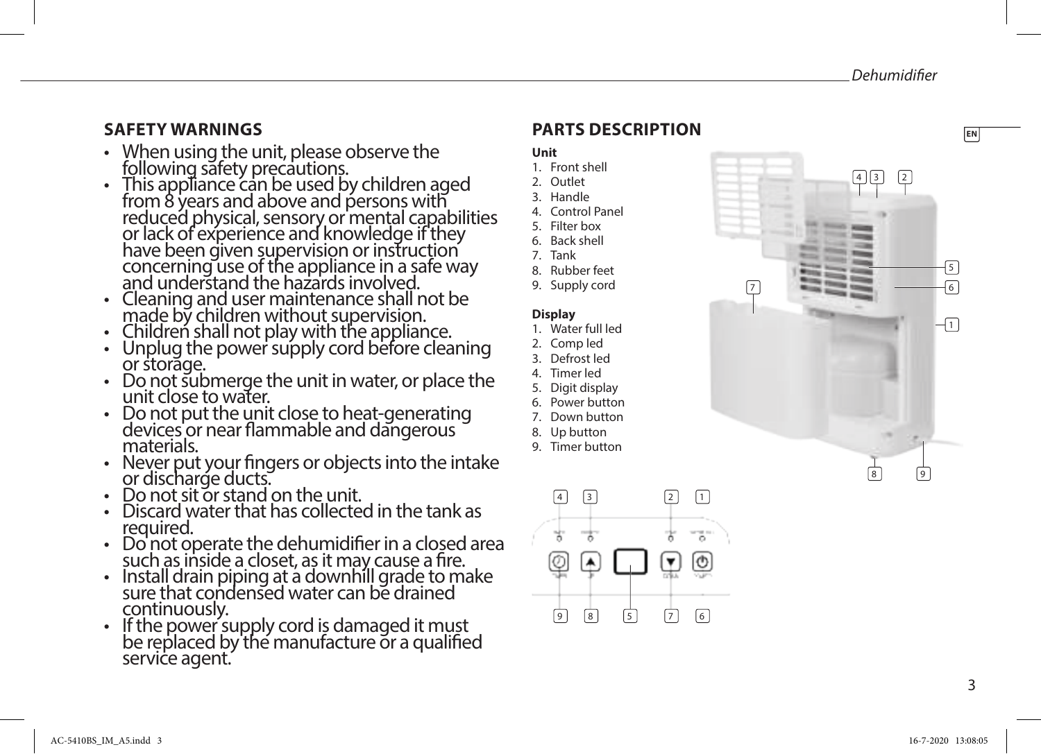## SAFETY WARNINGS

- When using the unit, please observe the following safety precautions.
- This appliance can be used by children aged from 8 years and above and persons with reduced physical, sensory or mental capabilities or lack of experience and knowledge if they have been given supervision or instruction concerning use of the appliance in a safe way and understand the hazards involved.
- Cleaning and user maintenance shall not be made by children without supervision.
- Children shall not play with the appliance.
- Unplug the power supply cord before cleaning or storage.
- Do not submerge the unit in water, or place the unit close to water.
- Do not put the unit close to heat-generating devices or near flammable and dangerous materials.
- Never put your fingers or objects into the intake or discharge ducts.
- Do not sit or stand on the unit.
- Discard water that has collected in the tank as required.
- Do not operate the dehumidifier in a closed area such as inside a closet, as it may cause a fire.
- Install drain piping at a downhill grade to make sure that condensed water can be drained continuously.
- If the power supply cord is damaged it must be replaced by the manufacture or a qualified service agent.

## PARTS DESCRIPTION

**Unit**

1. Front shell
2. Outlet
3. Handle
4. Control Panel
5. Filter box
6. Back shell
7. Tank
8. Rubber feet
9. Supply cord

**Display**

1. Water full led
2. Comp led
3. Defrost led
4. Timer led
5. Digit display
6. Power button
7. Down button
8. Up button
9. Timer button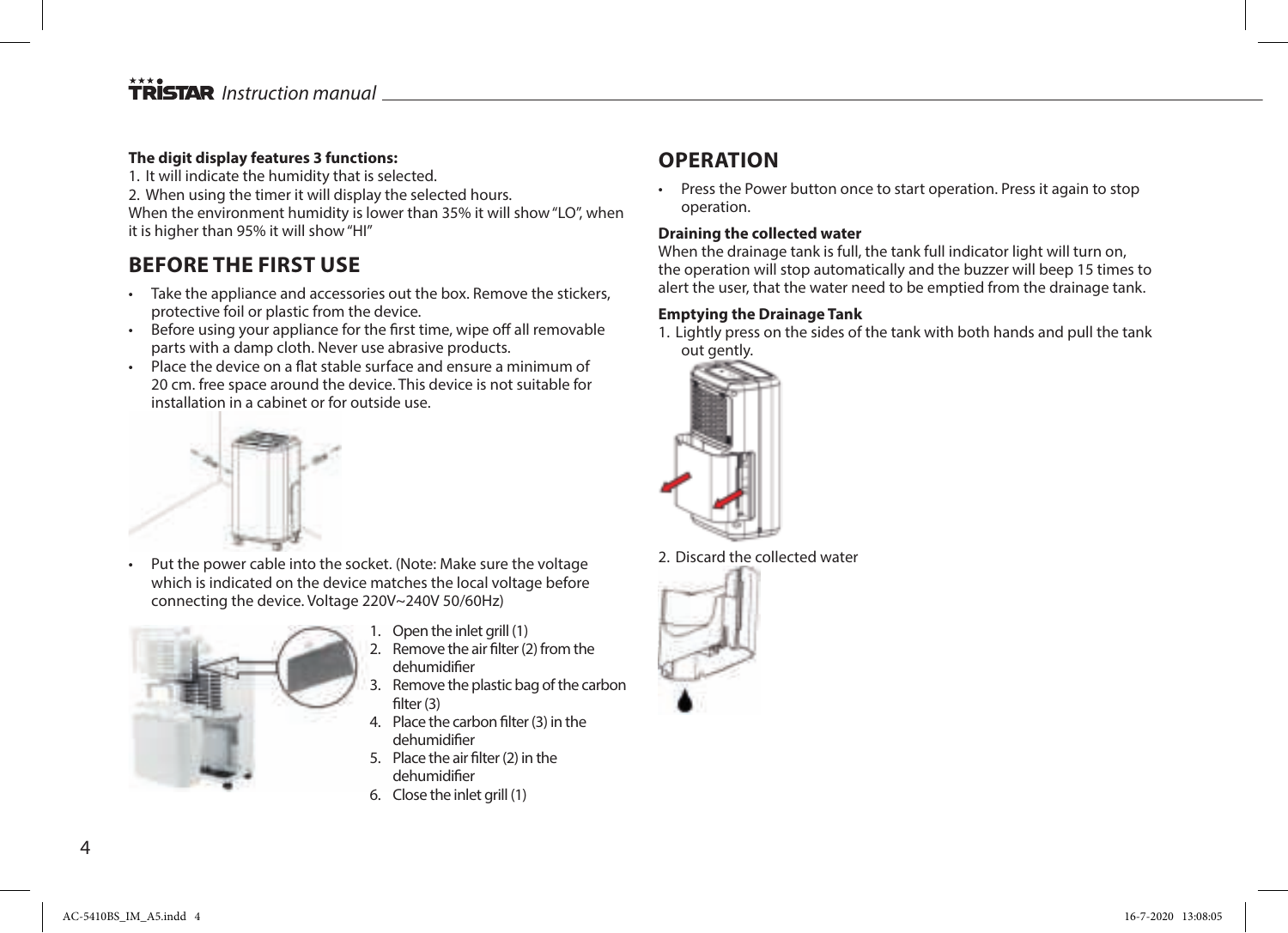**The digit display features 3 functions:**

1. It will indicate the humidity that is selected.
2. When using the timer it will display the selected hours.

When the environment humidity is lower than 35% it will show "LO", when it is higher than 95% it will show "HI"

## BEFORE THE FIRST USE

- Take the appliance and accessories out the box. Remove the stickers, protective foil or plastic from the device.
- Before using your appliance for the first time, wipe off all removable parts with a damp cloth. Never use abrasive products.
- Place the device on a flat stable surface and ensure a minimum of 20 cm. free space around the device. This device is not suitable for installation in a cabinet or for outside use.
- Put the power cable into the socket. (Note: Make sure the voltage which is indicated on the device matches the local voltage before connecting the device. Voltage 220V~240V 50/60Hz)

1. Open the inlet grill (1)
2. Remove the air filter (2) from the dehumidifier
3. Remove the plastic bag of the carbon filter (3)
4. Place the carbon filter (3) in the dehumidifier
5. Place the air filter (2) in the dehumidifier
6. Close the inlet grill (1)

## OPERATION

- Press the Power button once to start operation. Press it again to stop operation.

**Draining the collected water**

When the drainage tank is full, the tank full indicator light will turn on, the operation will stop automatically and the buzzer will beep 15 times to alert the user, that the water need to be emptied from the drainage tank.

**Emptying the Drainage Tank**

1. Lightly press on the sides of the tank with both hands and pull the tank out gently.
2. Discard the collected water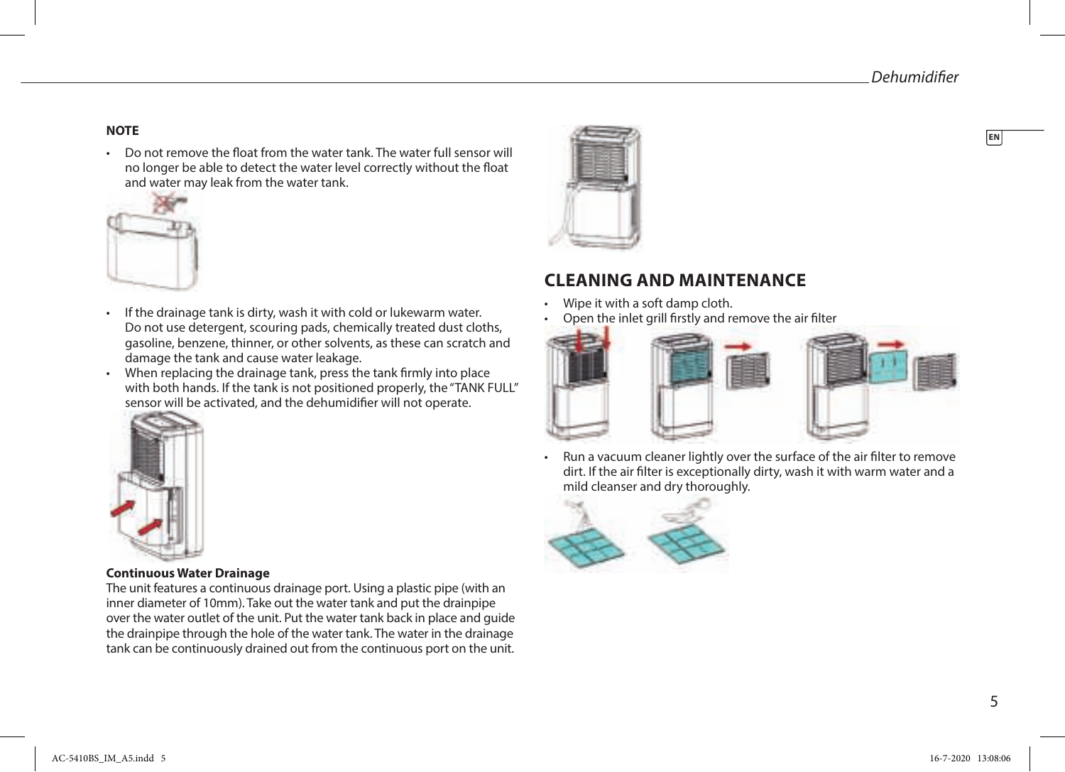**NOTE**

- Do not remove the float from the water tank. The water full sensor will no longer be able to detect the water level correctly without the float and water may leak from the water tank.

- If the drainage tank is dirty, wash it with cold or lukewarm water. Do not use detergent, scouring pads, chemically treated dust cloths, gasoline, benzene, thinner, or other solvents, as these can scratch and damage the tank and cause water leakage.
- When replacing the drainage tank, press the tank firmly into place with both hands. If the tank is not positioned properly, the "TANK FULL" sensor will be activated, and the dehumidifier will not operate.

**Continuous Water Drainage**

The unit features a continuous drainage port. Using a plastic pipe (with an inner diameter of 10mm). Take out the water tank and put the drainpipe over the water outlet of the unit. Put the water tank back in place and guide the drainpipe through the hole of the water tank. The water in the drainage tank can be continuously drained out from the continuous port on the unit.

## CLEANING AND MAINTENANCE

- Wipe it with a soft damp cloth.
- Open the inlet grill firstly and remove the air filter

- Run a vacuum cleaner lightly over the surface of the air filter to remove dirt. If the air filter is exceptionally dirty, wash it with warm water and a mild cleanser and dry thoroughly.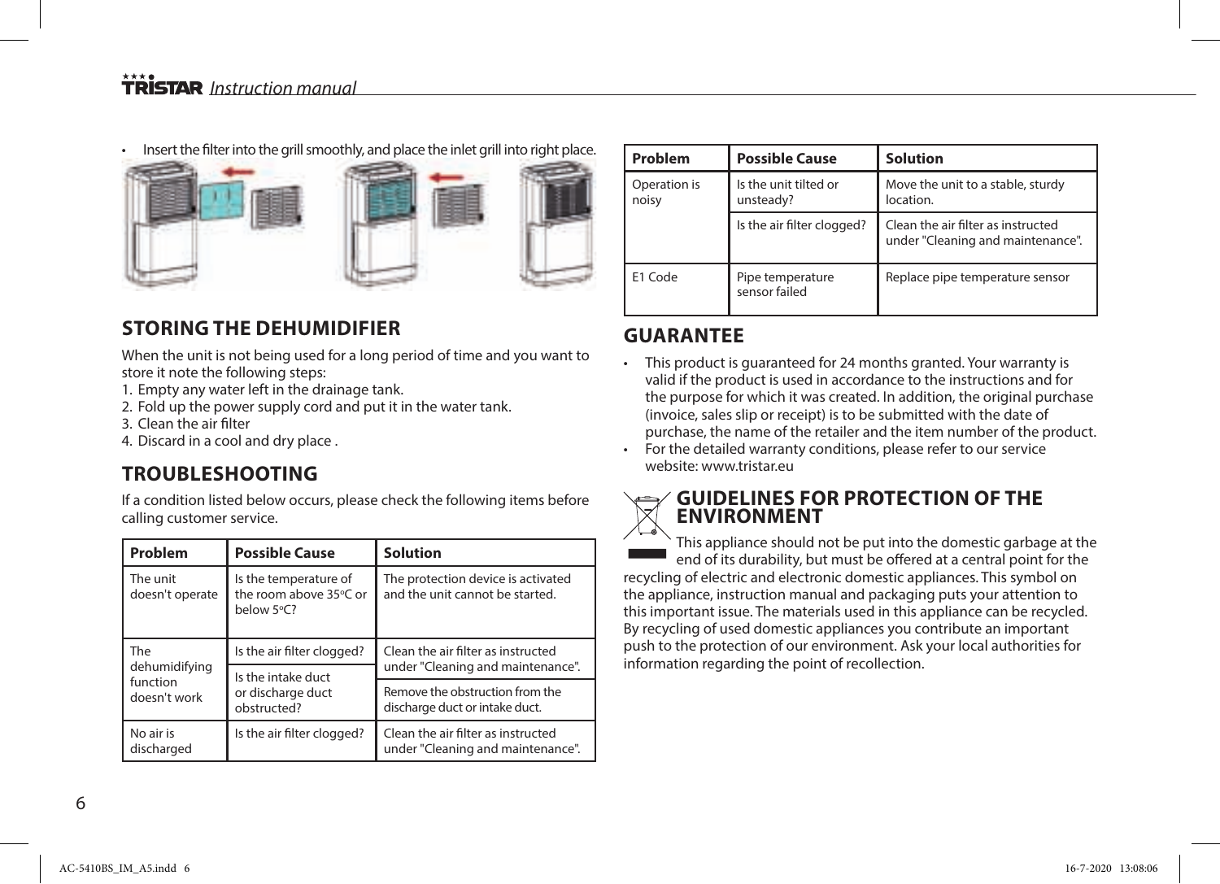- Insert the filter into the grill smoothly, and place the inlet grill into right place.

## STORING THE DEHUMIDIFIER

When the unit is not being used for a long period of time and you want to store it note the following steps:

1. Empty any water left in the drainage tank.
2. Fold up the power supply cord and put it in the water tank.
3. Clean the air filter
4. Discard in a cool and dry place .

## TROUBLESHOOTING

If a condition listed below occurs, please check the following items before calling customer service.

| Problem | Possible Cause | Solution |
|---|---|---|
| The unit doesn't operate | Is the temperature of the room above 35ºC or below 5ºC? | The protection device is activated and the unit cannot be started. |
| The dehumidifying function doesn't work | Is the air filter clogged? | Clean the air filter as instructed under "Cleaning and maintenance". |
| | Is the intake duct or discharge duct obstructed? | Remove the obstruction from the discharge duct or intake duct. |
| No air is discharged | Is the air filter clogged? | Clean the air filter as instructed under "Cleaning and maintenance". |
| Operation is noisy | Is the unit tilted or unsteady? | Move the unit to a stable, sturdy location. |
| | Is the air filter clogged? | Clean the air filter as instructed under "Cleaning and maintenance". |
| E1 Code | Pipe temperature sensor failed | Replace pipe temperature sensor |

## GUARANTEE

- This product is guaranteed for 24 months granted. Your warranty is valid if the product is used in accordance to the instructions and for the purpose for which it was created. In addition, the original purchase (invoice, sales slip or receipt) is to be submitted with the date of purchase, the name of the retailer and the item number of the product.
- For the detailed warranty conditions, please refer to our service website: www.tristar.eu

## GUIDELINES FOR PROTECTION OF THE ENVIRONMENT

This appliance should not be put into the domestic garbage at the end of its durability, but must be offered at a central point for the recycling of electric and electronic domestic appliances. This symbol on the appliance, instruction manual and packaging puts your attention to this important issue. The materials used in this appliance can be recycled. By recycling of used domestic appliances you contribute an important push to the protection of our environment. Ask your local authorities for information regarding the point of recollection.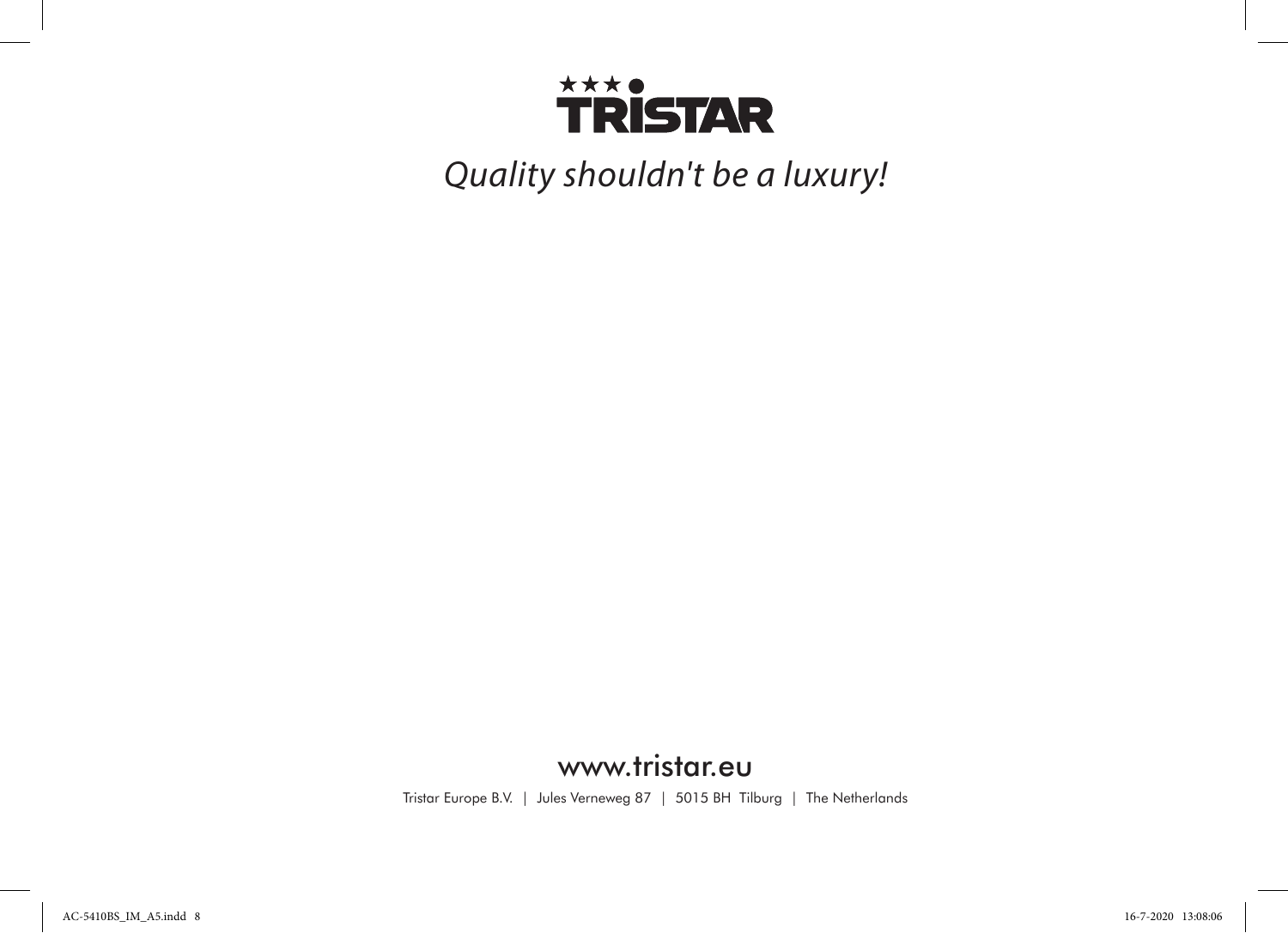# TRISTAR

*Quality shouldn't be a luxury!*

www.tristar.eu

Tristar Europe B.V. | Jules Verneweg 87 | 5015 BH Tilburg | The Netherlands